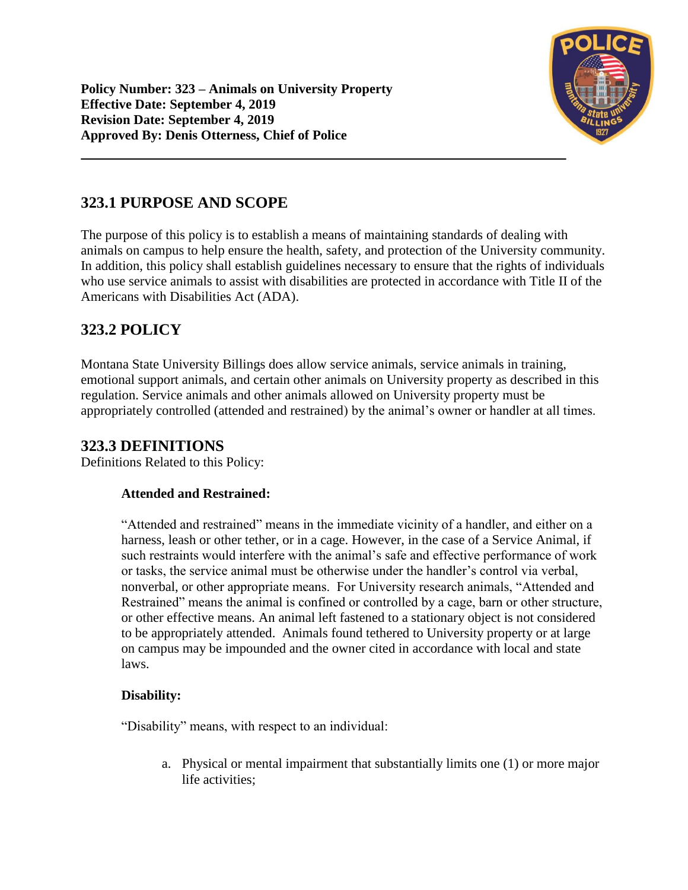**Policy Number: 323 – Animals on University Property**
**Effective Date: September 4, 2019**
**Revision Date: September 4, 2019**
**Approved By: Denis Otterness, Chief of Police**

---

## 323.1 PURPOSE AND SCOPE

The purpose of this policy is to establish a means of maintaining standards of dealing with animals on campus to help ensure the health, safety, and protection of the University community. In addition, this policy shall establish guidelines necessary to ensure that the rights of individuals who use service animals to assist with disabilities are protected in accordance with Title II of the Americans with Disabilities Act (ADA).

## 323.2 POLICY

Montana State University Billings does allow service animals, service animals in training, emotional support animals, and certain other animals on University property as described in this regulation. Service animals and other animals allowed on University property must be appropriately controlled (attended and restrained) by the animal's owner or handler at all times.

## 323.3 DEFINITIONS

Definitions Related to this Policy:

**Attended and Restrained:**

"Attended and restrained" means in the immediate vicinity of a handler, and either on a harness, leash or other tether, or in a cage. However, in the case of a Service Animal, if such restraints would interfere with the animal's safe and effective performance of work or tasks, the service animal must be otherwise under the handler's control via verbal, nonverbal, or other appropriate means. For University research animals, "Attended and Restrained" means the animal is confined or controlled by a cage, barn or other structure, or other effective means. An animal left fastened to a stationary object is not considered to be appropriately attended. Animals found tethered to University property or at large on campus may be impounded and the owner cited in accordance with local and state laws.

**Disability:**

"Disability" means, with respect to an individual:

a. Physical or mental impairment that substantially limits one (1) or more major life activities;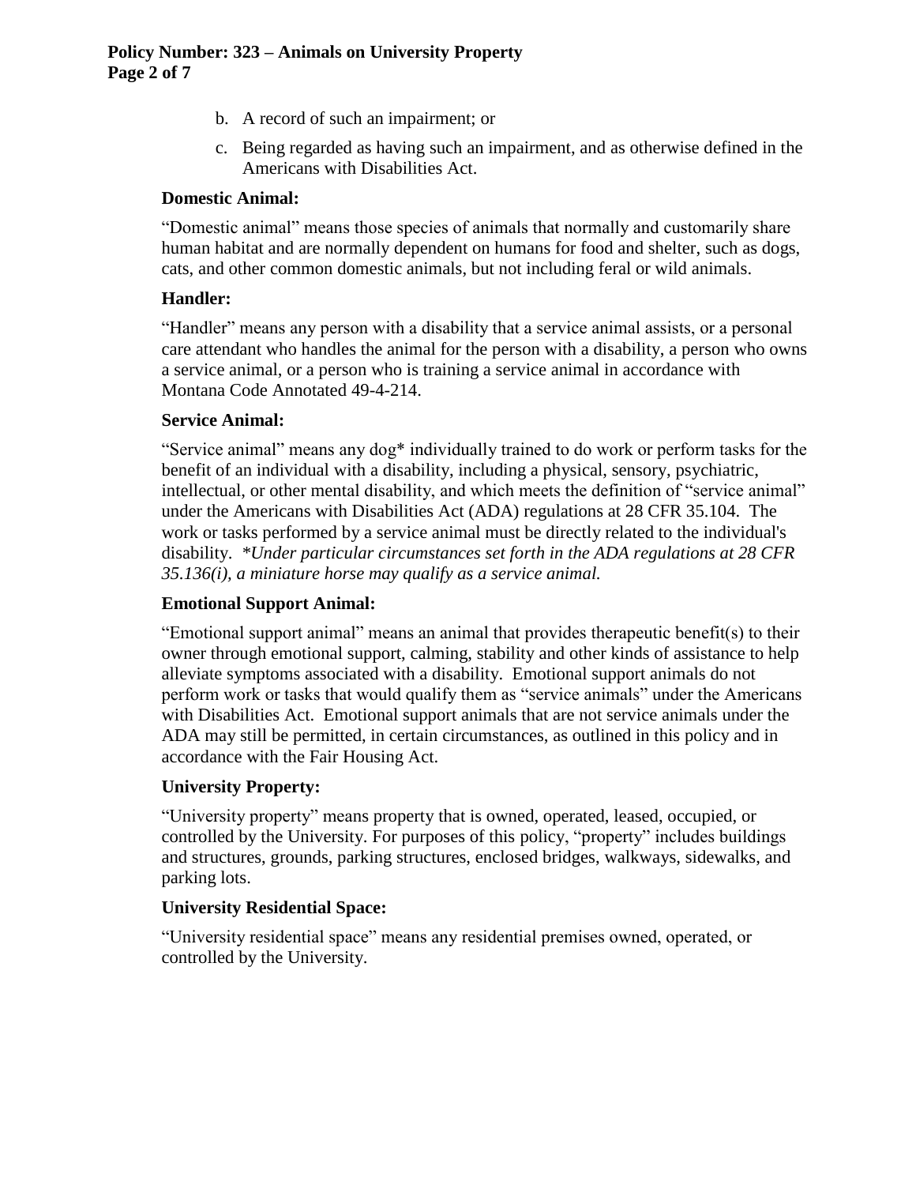b. A record of such an impairment; or

c. Being regarded as having such an impairment, and as otherwise defined in the Americans with Disabilities Act.

**Domestic Animal:**

"Domestic animal" means those species of animals that normally and customarily share human habitat and are normally dependent on humans for food and shelter, such as dogs, cats, and other common domestic animals, but not including feral or wild animals.

**Handler:**

"Handler" means any person with a disability that a service animal assists, or a personal care attendant who handles the animal for the person with a disability, a person who owns a service animal, or a person who is training a service animal in accordance with Montana Code Annotated 49-4-214.

**Service Animal:**

"Service animal" means any dog* individually trained to do work or perform tasks for the benefit of an individual with a disability, including a physical, sensory, psychiatric, intellectual, or other mental disability, and which meets the definition of "service animal" under the Americans with Disabilities Act (ADA) regulations at 28 CFR 35.104. The work or tasks performed by a service animal must be directly related to the individual's disability. *\*Under particular circumstances set forth in the ADA regulations at 28 CFR 35.136(i), a miniature horse may qualify as a service animal.*

**Emotional Support Animal:**

"Emotional support animal" means an animal that provides therapeutic benefit(s) to their owner through emotional support, calming, stability and other kinds of assistance to help alleviate symptoms associated with a disability. Emotional support animals do not perform work or tasks that would qualify them as "service animals" under the Americans with Disabilities Act. Emotional support animals that are not service animals under the ADA may still be permitted, in certain circumstances, as outlined in this policy and in accordance with the Fair Housing Act.

**University Property:**

"University property" means property that is owned, operated, leased, occupied, or controlled by the University. For purposes of this policy, "property" includes buildings and structures, grounds, parking structures, enclosed bridges, walkways, sidewalks, and parking lots.

**University Residential Space:**

"University residential space" means any residential premises owned, operated, or controlled by the University.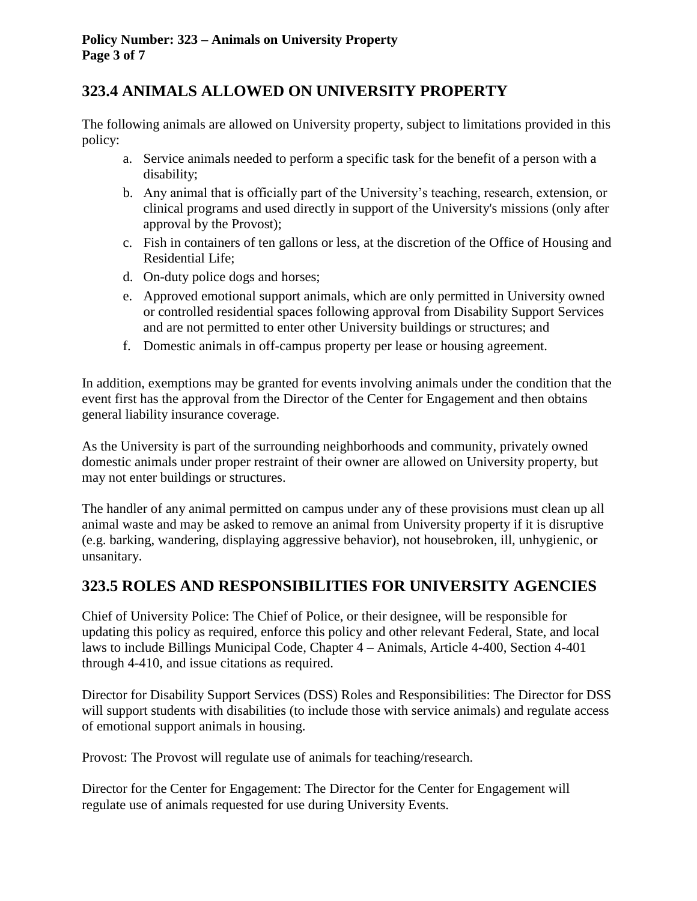## 323.4 ANIMALS ALLOWED ON UNIVERSITY PROPERTY

The following animals are allowed on University property, subject to limitations provided in this policy:

a. Service animals needed to perform a specific task for the benefit of a person with a disability;
b. Any animal that is officially part of the University's teaching, research, extension, or clinical programs and used directly in support of the University's missions (only after approval by the Provost);
c. Fish in containers of ten gallons or less, at the discretion of the Office of Housing and Residential Life;
d. On-duty police dogs and horses;
e. Approved emotional support animals, which are only permitted in University owned or controlled residential spaces following approval from Disability Support Services and are not permitted to enter other University buildings or structures; and
f. Domestic animals in off-campus property per lease or housing agreement.

In addition, exemptions may be granted for events involving animals under the condition that the event first has the approval from the Director of the Center for Engagement and then obtains general liability insurance coverage.

As the University is part of the surrounding neighborhoods and community, privately owned domestic animals under proper restraint of their owner are allowed on University property, but may not enter buildings or structures.

The handler of any animal permitted on campus under any of these provisions must clean up all animal waste and may be asked to remove an animal from University property if it is disruptive (e.g. barking, wandering, displaying aggressive behavior), not housebroken, ill, unhygienic, or unsanitary.

## 323.5 ROLES AND RESPONSIBILITIES FOR UNIVERSITY AGENCIES

Chief of University Police: The Chief of Police, or their designee, will be responsible for updating this policy as required, enforce this policy and other relevant Federal, State, and local laws to include Billings Municipal Code, Chapter 4 – Animals, Article 4-400, Section 4-401 through 4-410, and issue citations as required.

Director for Disability Support Services (DSS) Roles and Responsibilities: The Director for DSS will support students with disabilities (to include those with service animals) and regulate access of emotional support animals in housing.

Provost: The Provost will regulate use of animals for teaching/research.

Director for the Center for Engagement: The Director for the Center for Engagement will regulate use of animals requested for use during University Events.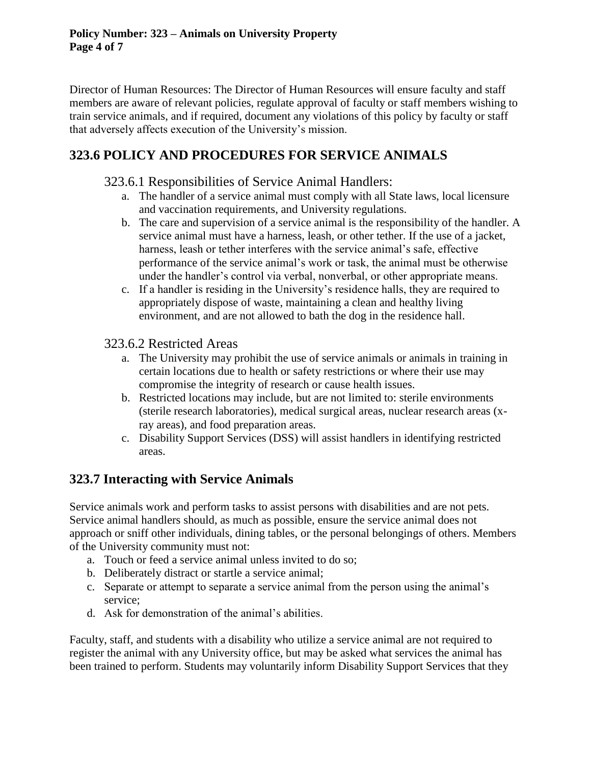Director of Human Resources: The Director of Human Resources will ensure faculty and staff members are aware of relevant policies, regulate approval of faculty or staff members wishing to train service animals, and if required, document any violations of this policy by faculty or staff that adversely affects execution of the University's mission.

## 323.6 POLICY AND PROCEDURES FOR SERVICE ANIMALS

### 323.6.1 Responsibilities of Service Animal Handlers:

a. The handler of a service animal must comply with all State laws, local licensure and vaccination requirements, and University regulations.
b. The care and supervision of a service animal is the responsibility of the handler. A service animal must have a harness, leash, or other tether. If the use of a jacket, harness, leash or tether interferes with the service animal's safe, effective performance of the service animal's work or task, the animal must be otherwise under the handler's control via verbal, nonverbal, or other appropriate means.
c. If a handler is residing in the University's residence halls, they are required to appropriately dispose of waste, maintaining a clean and healthy living environment, and are not allowed to bath the dog in the residence hall.

### 323.6.2 Restricted Areas

a. The University may prohibit the use of service animals or animals in training in certain locations due to health or safety restrictions or where their use may compromise the integrity of research or cause health issues.
b. Restricted locations may include, but are not limited to: sterile environments (sterile research laboratories), medical surgical areas, nuclear research areas (x-ray areas), and food preparation areas.
c. Disability Support Services (DSS) will assist handlers in identifying restricted areas.

## 323.7 Interacting with Service Animals

Service animals work and perform tasks to assist persons with disabilities and are not pets. Service animal handlers should, as much as possible, ensure the service animal does not approach or sniff other individuals, dining tables, or the personal belongings of others. Members of the University community must not:

a. Touch or feed a service animal unless invited to do so;
b. Deliberately distract or startle a service animal;
c. Separate or attempt to separate a service animal from the person using the animal's service;
d. Ask for demonstration of the animal's abilities.

Faculty, staff, and students with a disability who utilize a service animal are not required to register the animal with any University office, but may be asked what services the animal has been trained to perform. Students may voluntarily inform Disability Support Services that they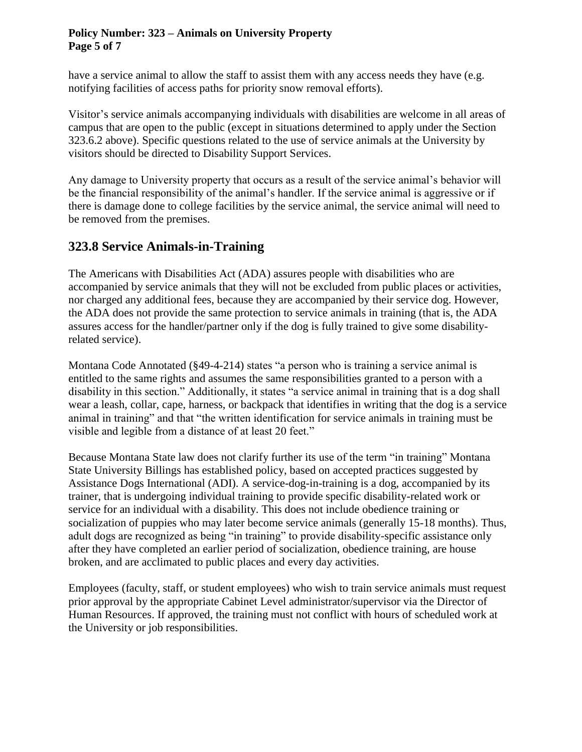have a service animal to allow the staff to assist them with any access needs they have (e.g. notifying facilities of access paths for priority snow removal efforts).

Visitor's service animals accompanying individuals with disabilities are welcome in all areas of campus that are open to the public (except in situations determined to apply under the Section 323.6.2 above). Specific questions related to the use of service animals at the University by visitors should be directed to Disability Support Services.

Any damage to University property that occurs as a result of the service animal's behavior will be the financial responsibility of the animal's handler. If the service animal is aggressive or if there is damage done to college facilities by the service animal, the service animal will need to be removed from the premises.

## 323.8 Service Animals-in-Training

The Americans with Disabilities Act (ADA) assures people with disabilities who are accompanied by service animals that they will not be excluded from public places or activities, nor charged any additional fees, because they are accompanied by their service dog. However, the ADA does not provide the same protection to service animals in training (that is, the ADA assures access for the handler/partner only if the dog is fully trained to give some disability-related service).

Montana Code Annotated (§49-4-214) states "a person who is training a service animal is entitled to the same rights and assumes the same responsibilities granted to a person with a disability in this section." Additionally, it states "a service animal in training that is a dog shall wear a leash, collar, cape, harness, or backpack that identifies in writing that the dog is a service animal in training" and that "the written identification for service animals in training must be visible and legible from a distance of at least 20 feet."

Because Montana State law does not clarify further its use of the term "in training" Montana State University Billings has established policy, based on accepted practices suggested by Assistance Dogs International (ADI). A service-dog-in-training is a dog, accompanied by its trainer, that is undergoing individual training to provide specific disability-related work or service for an individual with a disability. This does not include obedience training or socialization of puppies who may later become service animals (generally 15-18 months). Thus, adult dogs are recognized as being "in training" to provide disability-specific assistance only after they have completed an earlier period of socialization, obedience training, are house broken, and are acclimated to public places and every day activities.

Employees (faculty, staff, or student employees) who wish to train service animals must request prior approval by the appropriate Cabinet Level administrator/supervisor via the Director of Human Resources. If approved, the training must not conflict with hours of scheduled work at the University or job responsibilities.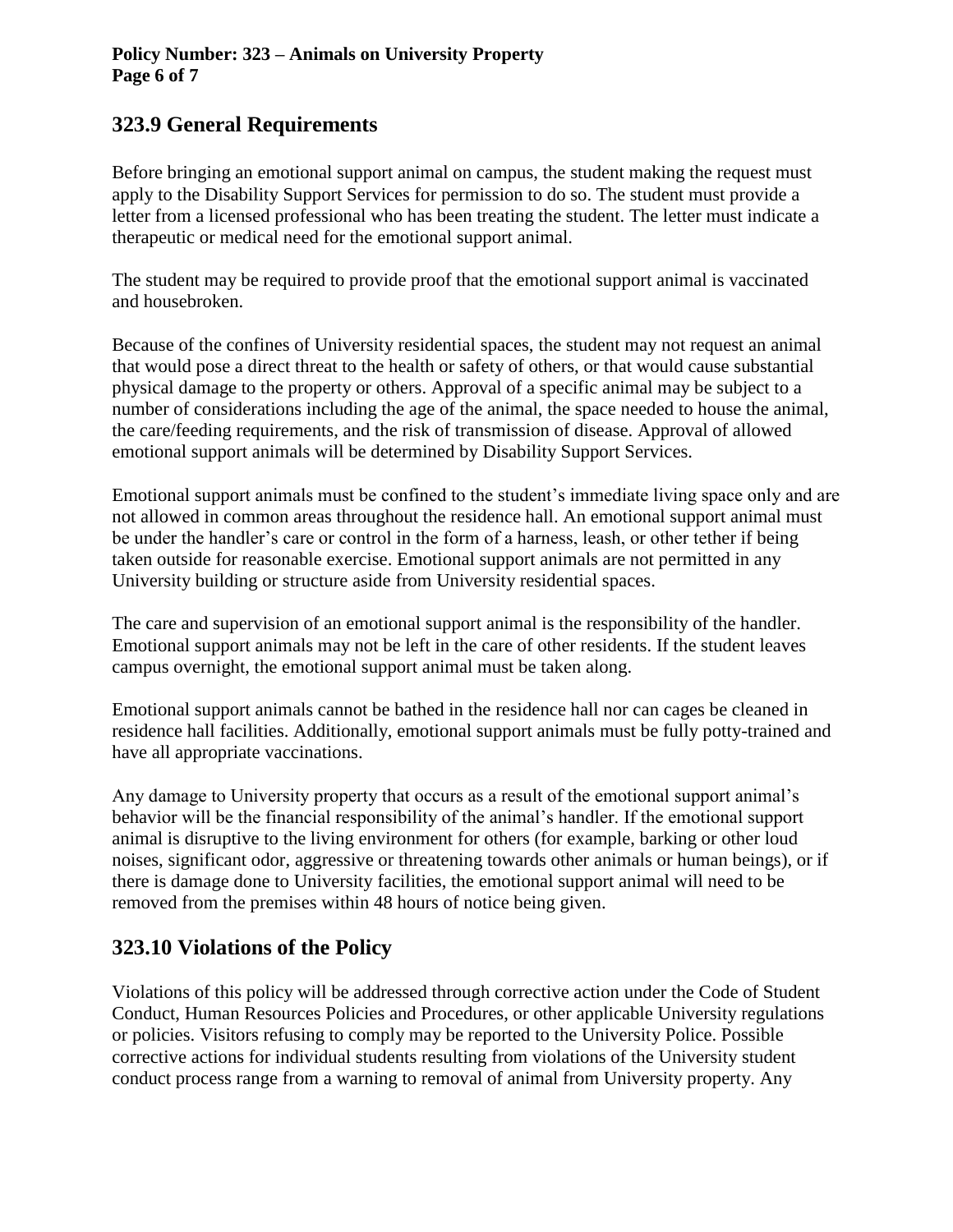## 323.9 General Requirements

Before bringing an emotional support animal on campus, the student making the request must apply to the Disability Support Services for permission to do so. The student must provide a letter from a licensed professional who has been treating the student. The letter must indicate a therapeutic or medical need for the emotional support animal.

The student may be required to provide proof that the emotional support animal is vaccinated and housebroken.

Because of the confines of University residential spaces, the student may not request an animal that would pose a direct threat to the health or safety of others, or that would cause substantial physical damage to the property or others. Approval of a specific animal may be subject to a number of considerations including the age of the animal, the space needed to house the animal, the care/feeding requirements, and the risk of transmission of disease. Approval of allowed emotional support animals will be determined by Disability Support Services.

Emotional support animals must be confined to the student's immediate living space only and are not allowed in common areas throughout the residence hall. An emotional support animal must be under the handler's care or control in the form of a harness, leash, or other tether if being taken outside for reasonable exercise. Emotional support animals are not permitted in any University building or structure aside from University residential spaces.

The care and supervision of an emotional support animal is the responsibility of the handler. Emotional support animals may not be left in the care of other residents. If the student leaves campus overnight, the emotional support animal must be taken along.

Emotional support animals cannot be bathed in the residence hall nor can cages be cleaned in residence hall facilities. Additionally, emotional support animals must be fully potty-trained and have all appropriate vaccinations.

Any damage to University property that occurs as a result of the emotional support animal's behavior will be the financial responsibility of the animal's handler. If the emotional support animal is disruptive to the living environment for others (for example, barking or other loud noises, significant odor, aggressive or threatening towards other animals or human beings), or if there is damage done to University facilities, the emotional support animal will need to be removed from the premises within 48 hours of notice being given.

## 323.10 Violations of the Policy

Violations of this policy will be addressed through corrective action under the Code of Student Conduct, Human Resources Policies and Procedures, or other applicable University regulations or policies. Visitors refusing to comply may be reported to the University Police. Possible corrective actions for individual students resulting from violations of the University student conduct process range from a warning to removal of animal from University property. Any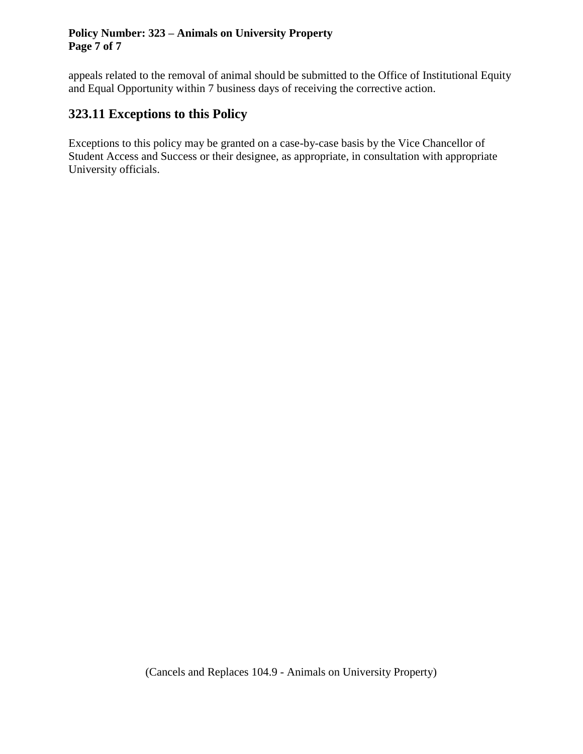appeals related to the removal of animal should be submitted to the Office of Institutional Equity and Equal Opportunity within 7 business days of receiving the corrective action.

## 323.11 Exceptions to this Policy

Exceptions to this policy may be granted on a case-by-case basis by the Vice Chancellor of Student Access and Success or their designee, as appropriate, in consultation with appropriate University officials.

(Cancels and Replaces 104.9 - Animals on University Property)